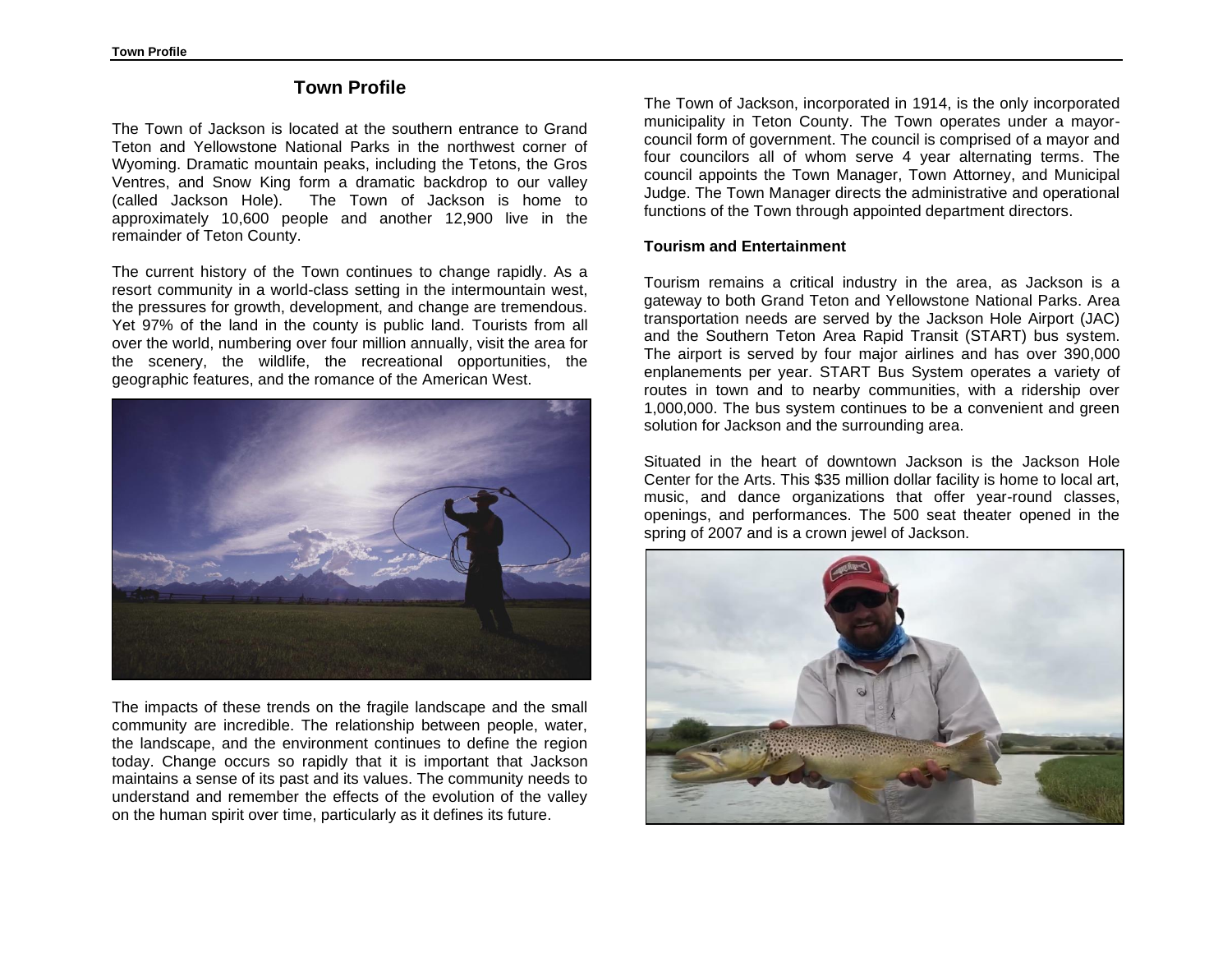# Town Profile

The Town of Jackson is located at the southern entrance to Grand Teton and Yellowstone National Parks in the northwest corner of Wyoming. Dramatic mountain peaks, including the Tetons, the Gros Ventres, and Snow King form a dramatic backdrop to our valley (called Jackson Hole). The Town of Jackson is home to approximately 10,600 people and another 12,900 live in the remainder of Teton County.

The current history of the Town continues to change rapidly. As a resort community in a world-class setting in the intermountain west, the pressures for growth, development, and change are tremendous. Yet 97% of the land in the county is public land. Tourists from all over the world, numbering over four million annually, visit the area for the scenery, the wildlife, the recreational opportunities, the geographic features, and the romance of the American West.

The impacts of these trends on the fragile landscape and the small community are incredible. The relationship between people, water, the landscape, and the environment continues to define the region today. Change occurs so rapidly that it is important that Jackson maintains a sense of its past and its values. The community needs to understand and remember the effects of the evolution of the valley on the human spirit over time, particularly as it defines its future.

The Town of Jackson, incorporated in 1914, is the only incorporated municipality in Teton County. The Town operates under a mayor-council form of government. The council is comprised of a mayor and four councilors all of whom serve 4 year alternating terms. The council appoints the Town Manager, Town Attorney, and Municipal Judge. The Town Manager directs the administrative and operational functions of the Town through appointed department directors.

**Tourism and Entertainment**

Tourism remains a critical industry in the area, as Jackson is a gateway to both Grand Teton and Yellowstone National Parks. Area transportation needs are served by the Jackson Hole Airport (JAC) and the Southern Teton Area Rapid Transit (START) bus system. The airport is served by four major airlines and has over 390,000 enplanements per year. START Bus System operates a variety of routes in town and to nearby communities, with a ridership over 1,000,000. The bus system continues to be a convenient and green solution for Jackson and the surrounding area.

Situated in the heart of downtown Jackson is the Jackson Hole Center for the Arts. This $35 million dollar facility is home to local art, music, and dance organizations that offer year-round classes, openings, and performances. The 500 seat theater opened in the spring of 2007 and is a crown jewel of Jackson.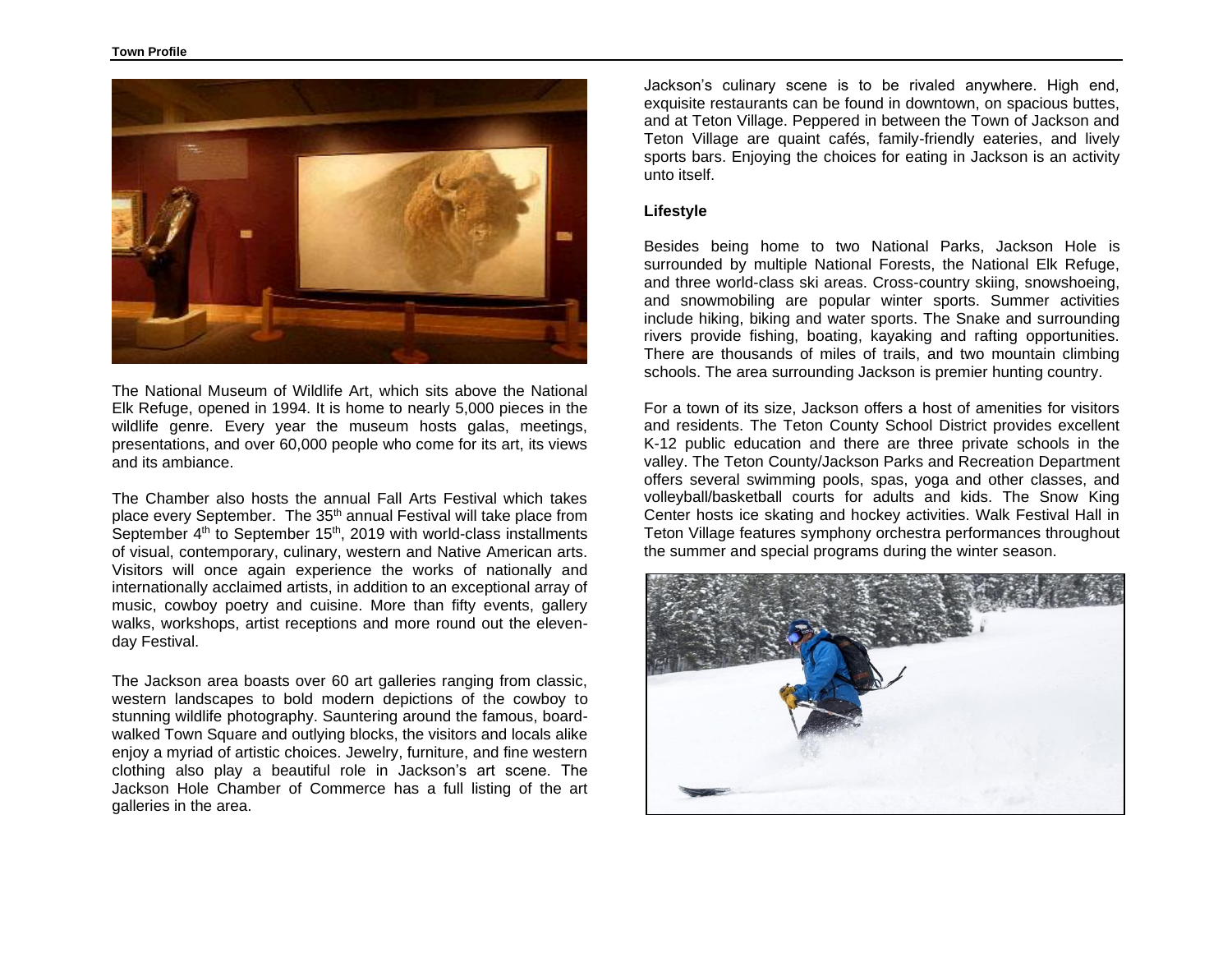The National Museum of Wildlife Art, which sits above the National Elk Refuge, opened in 1994. It is home to nearly 5,000 pieces in the wildlife genre. Every year the museum hosts galas, meetings, presentations, and over 60,000 people who come for its art, its views and its ambiance.

The Chamber also hosts the annual Fall Arts Festival which takes place every September. The 35th annual Festival will take place from September 4th to September 15th, 2019 with world-class installments of visual, contemporary, culinary, western and Native American arts. Visitors will once again experience the works of nationally and internationally acclaimed artists, in addition to an exceptional array of music, cowboy poetry and cuisine. More than fifty events, gallery walks, workshops, artist receptions and more round out the eleven-day Festival.

The Jackson area boasts over 60 art galleries ranging from classic, western landscapes to bold modern depictions of the cowboy to stunning wildlife photography. Sauntering around the famous, board-walked Town Square and outlying blocks, the visitors and locals alike enjoy a myriad of artistic choices. Jewelry, furniture, and fine western clothing also play a beautiful role in Jackson's art scene. The Jackson Hole Chamber of Commerce has a full listing of the art galleries in the area.

Jackson's culinary scene is to be rivaled anywhere. High end, exquisite restaurants can be found in downtown, on spacious buttes, and at Teton Village. Peppered in between the Town of Jackson and Teton Village are quaint cafés, family-friendly eateries, and lively sports bars. Enjoying the choices for eating in Jackson is an activity unto itself.

**Lifestyle**

Besides being home to two National Parks, Jackson Hole is surrounded by multiple National Forests, the National Elk Refuge, and three world-class ski areas. Cross-country skiing, snowshoeing, and snowmobiling are popular winter sports. Summer activities include hiking, biking and water sports. The Snake and surrounding rivers provide fishing, boating, kayaking and rafting opportunities. There are thousands of miles of trails, and two mountain climbing schools. The area surrounding Jackson is premier hunting country.

For a town of its size, Jackson offers a host of amenities for visitors and residents. The Teton County School District provides excellent K-12 public education and there are three private schools in the valley. The Teton County/Jackson Parks and Recreation Department offers several swimming pools, spas, yoga and other classes, and volleyball/basketball courts for adults and kids. The Snow King Center hosts ice skating and hockey activities. Walk Festival Hall in Teton Village features symphony orchestra performances throughout the summer and special programs during the winter season.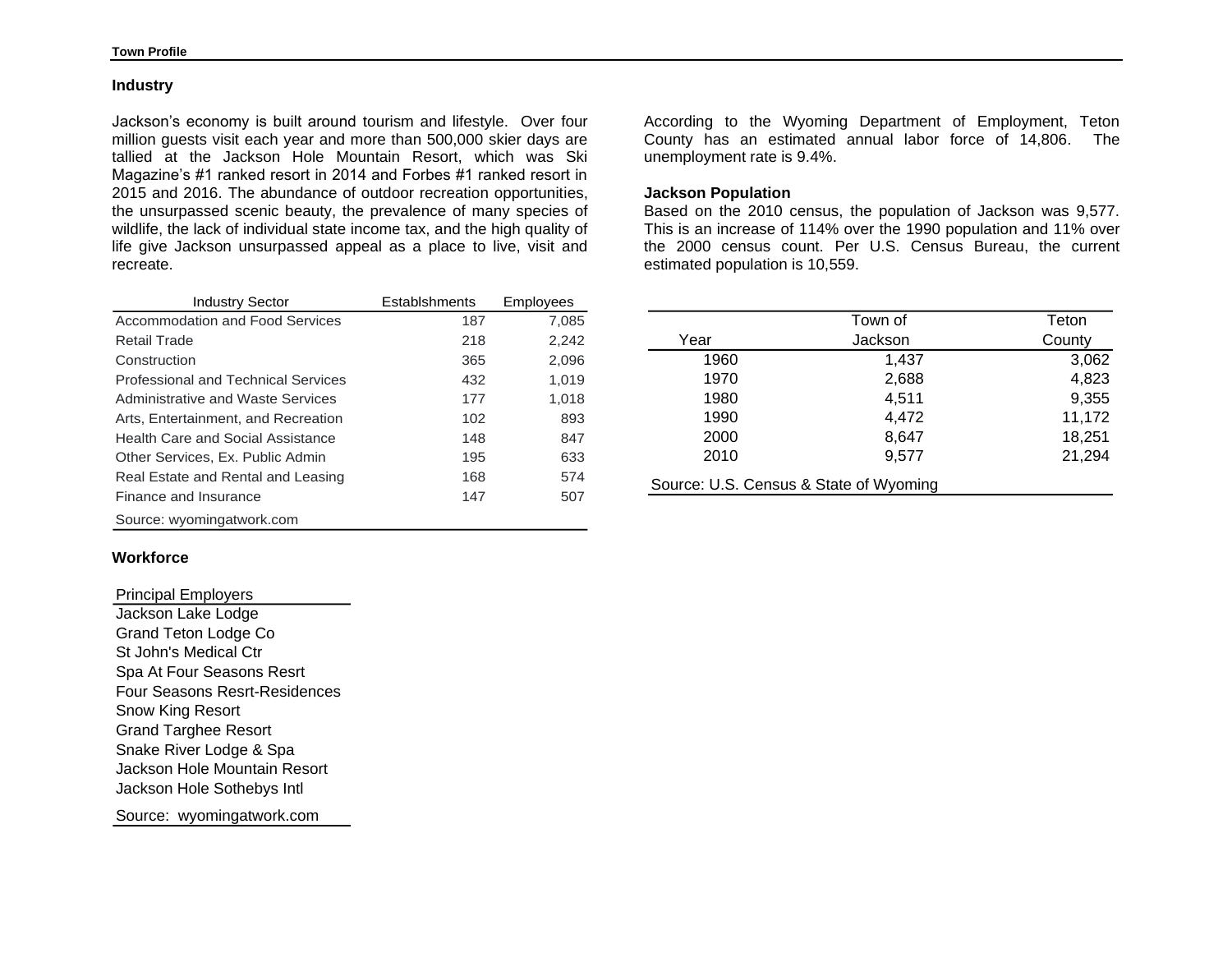## Industry

Jackson's economy is built around tourism and lifestyle. Over four million guests visit each year and more than 500,000 skier days are tallied at the Jackson Hole Mountain Resort, which was Ski Magazine's #1 ranked resort in 2014 and Forbes #1 ranked resort in 2015 and 2016. The abundance of outdoor recreation opportunities, the unsurpassed scenic beauty, the prevalence of many species of wildlife, the lack of individual state income tax, and the high quality of life give Jackson unsurpassed appeal as a place to live, visit and recreate.

| Industry Sector | Establshments | Employees |
|---|---|---|
| Accommodation and Food Services | 187 | 7,085 |
| Retail Trade | 218 | 2,242 |
| Construction | 365 | 2,096 |
| Professional and Technical Services | 432 | 1,019 |
| Administrative and Waste Services | 177 | 1,018 |
| Arts, Entertainment, and Recreation | 102 | 893 |
| Health Care and Social Assistance | 148 | 847 |
| Other Services, Ex. Public Admin | 195 | 633 |
| Real Estate and Rental and Leasing | 168 | 574 |
| Finance and Insurance | 147 | 507 |

Source: wyomingatwork.com

## Workforce

| Principal Employers |
|---|
| Jackson Lake Lodge |
| Grand Teton Lodge Co |
| St John's Medical Ctr |
| Spa At Four Seasons Resrt |
| Four Seasons Resrt-Residences |
| Snow King Resort |
| Grand Targhee Resort |
| Snake River Lodge & Spa |
| Jackson Hole Mountain Resort |
| Jackson Hole Sothebys Intl |

Source: wyomingatwork.com

According to the Wyoming Department of Employment, Teton County has an estimated annual labor force of 14,806. The unemployment rate is 9.4%.

## Jackson Population

Based on the 2010 census, the population of Jackson was 9,577. This is an increase of 114% over the 1990 population and 11% over the 2000 census count. Per U.S. Census Bureau, the current estimated population is 10,559.

| Year | Town of Jackson | Teton County |
|---|---|---|
| 1960 | 1,437 | 3,062 |
| 1970 | 2,688 | 4,823 |
| 1980 | 4,511 | 9,355 |
| 1990 | 4,472 | 11,172 |
| 2000 | 8,647 | 18,251 |
| 2010 | 9,577 | 21,294 |

Source: U.S. Census & State of Wyoming